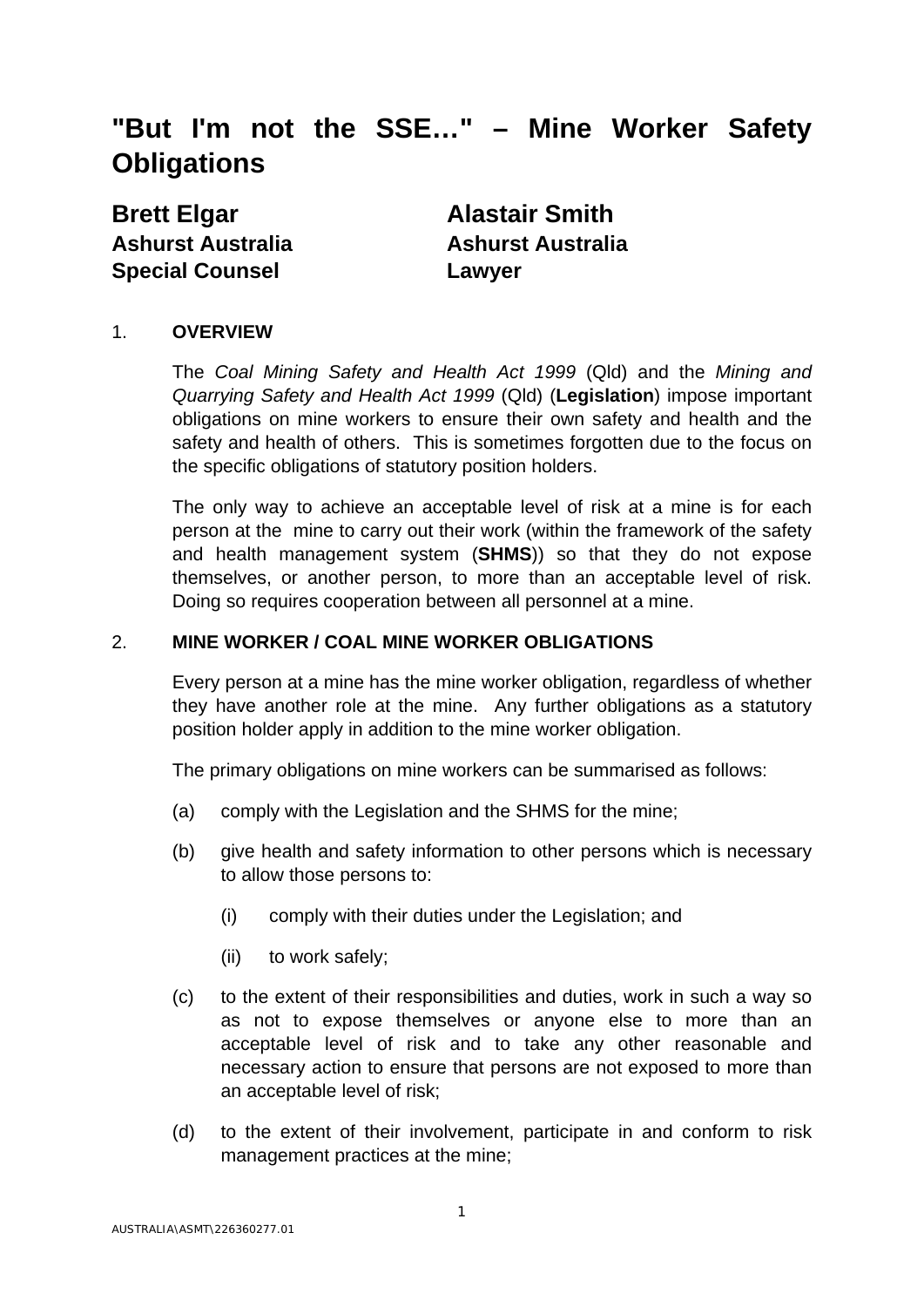# "But I'm not the SSE…" – Mine Worker Safety Obligations

**Brett Elgar**
**Ashurst Australia**
**Special Counsel**

**Alastair Smith**
**Ashurst Australia**
**Lawyer**

## 1. OVERVIEW

The *Coal Mining Safety and Health Act 1999* (Qld) and the *Mining and Quarrying Safety and Health Act 1999* (Qld) (**Legislation**) impose important obligations on mine workers to ensure their own safety and health and the safety and health of others. This is sometimes forgotten due to the focus on the specific obligations of statutory position holders.

The only way to achieve an acceptable level of risk at a mine is for each person at the mine to carry out their work (within the framework of the safety and health management system (**SHMS**)) so that they do not expose themselves, or another person, to more than an acceptable level of risk. Doing so requires cooperation between all personnel at a mine.

## 2. MINE WORKER / COAL MINE WORKER OBLIGATIONS

Every person at a mine has the mine worker obligation, regardless of whether they have another role at the mine. Any further obligations as a statutory position holder apply in addition to the mine worker obligation.

The primary obligations on mine workers can be summarised as follows:

(a) comply with the Legislation and the SHMS for the mine;

(b) give health and safety information to other persons which is necessary to allow those persons to:

  (i) comply with their duties under the Legislation; and

  (ii) to work safely;

(c) to the extent of their responsibilities and duties, work in such a way so as not to expose themselves or anyone else to more than an acceptable level of risk and to take any other reasonable and necessary action to ensure that persons are not exposed to more than an acceptable level of risk;

(d) to the extent of their involvement, participate in and conform to risk management practices at the mine;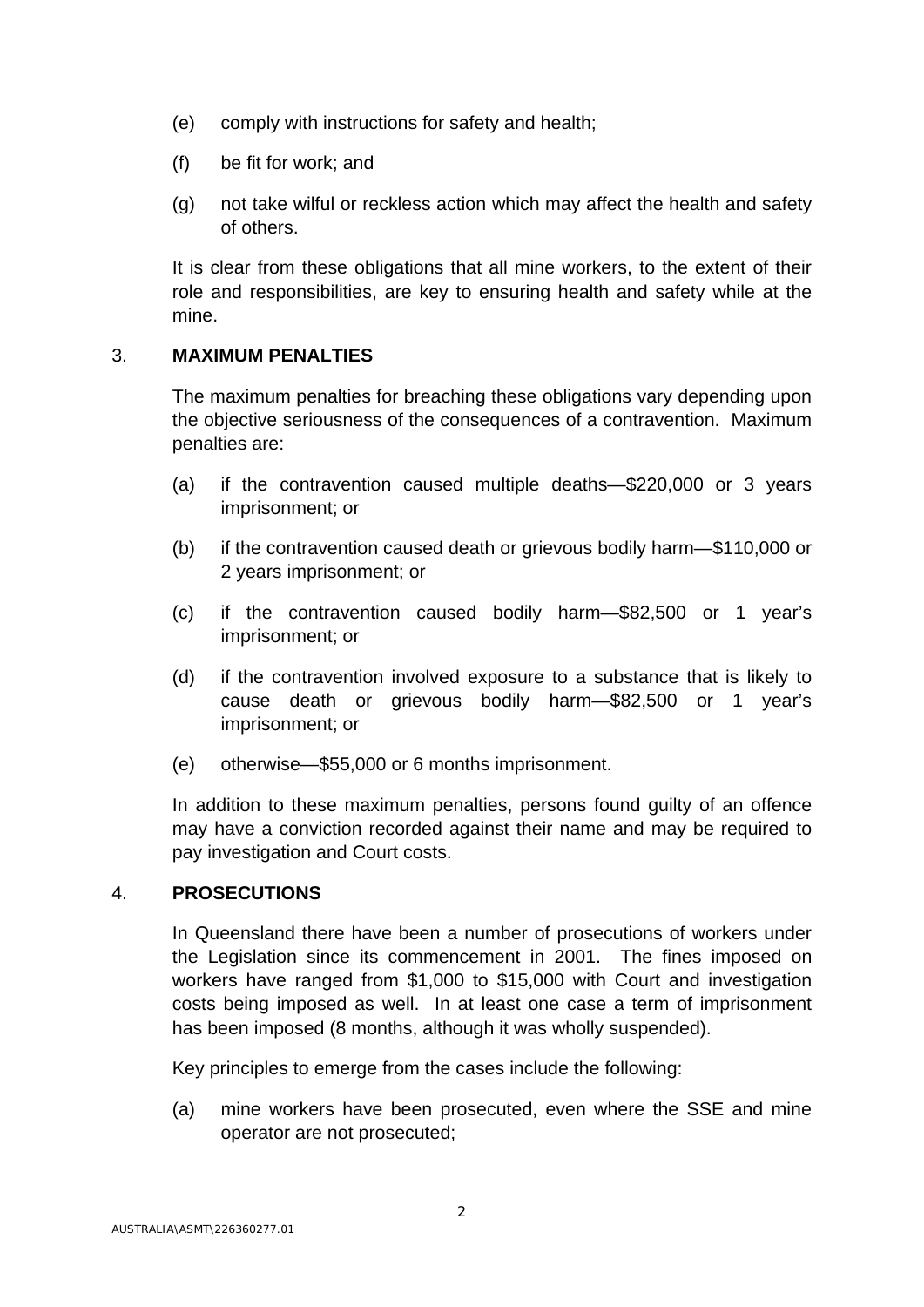(e) comply with instructions for safety and health;

(f) be fit for work; and

(g) not take wilful or reckless action which may affect the health and safety of others.

It is clear from these obligations that all mine workers, to the extent of their role and responsibilities, are key to ensuring health and safety while at the mine.

## 3. MAXIMUM PENALTIES

The maximum penalties for breaching these obligations vary depending upon the objective seriousness of the consequences of a contravention. Maximum penalties are:

(a) if the contravention caused multiple deaths—$220,000 or 3 years imprisonment; or

(b) if the contravention caused death or grievous bodily harm—$110,000 or 2 years imprisonment; or

(c) if the contravention caused bodily harm—$82,500 or 1 year's imprisonment; or

(d) if the contravention involved exposure to a substance that is likely to cause death or grievous bodily harm—$82,500 or 1 year's imprisonment; or

(e) otherwise—$55,000 or 6 months imprisonment.

In addition to these maximum penalties, persons found guilty of an offence may have a conviction recorded against their name and may be required to pay investigation and Court costs.

## 4. PROSECUTIONS

In Queensland there have been a number of prosecutions of workers under the Legislation since its commencement in 2001. The fines imposed on workers have ranged from $1,000 to $15,000 with Court and investigation costs being imposed as well. In at least one case a term of imprisonment has been imposed (8 months, although it was wholly suspended).

Key principles to emerge from the cases include the following:

(a) mine workers have been prosecuted, even where the SSE and mine operator are not prosecuted;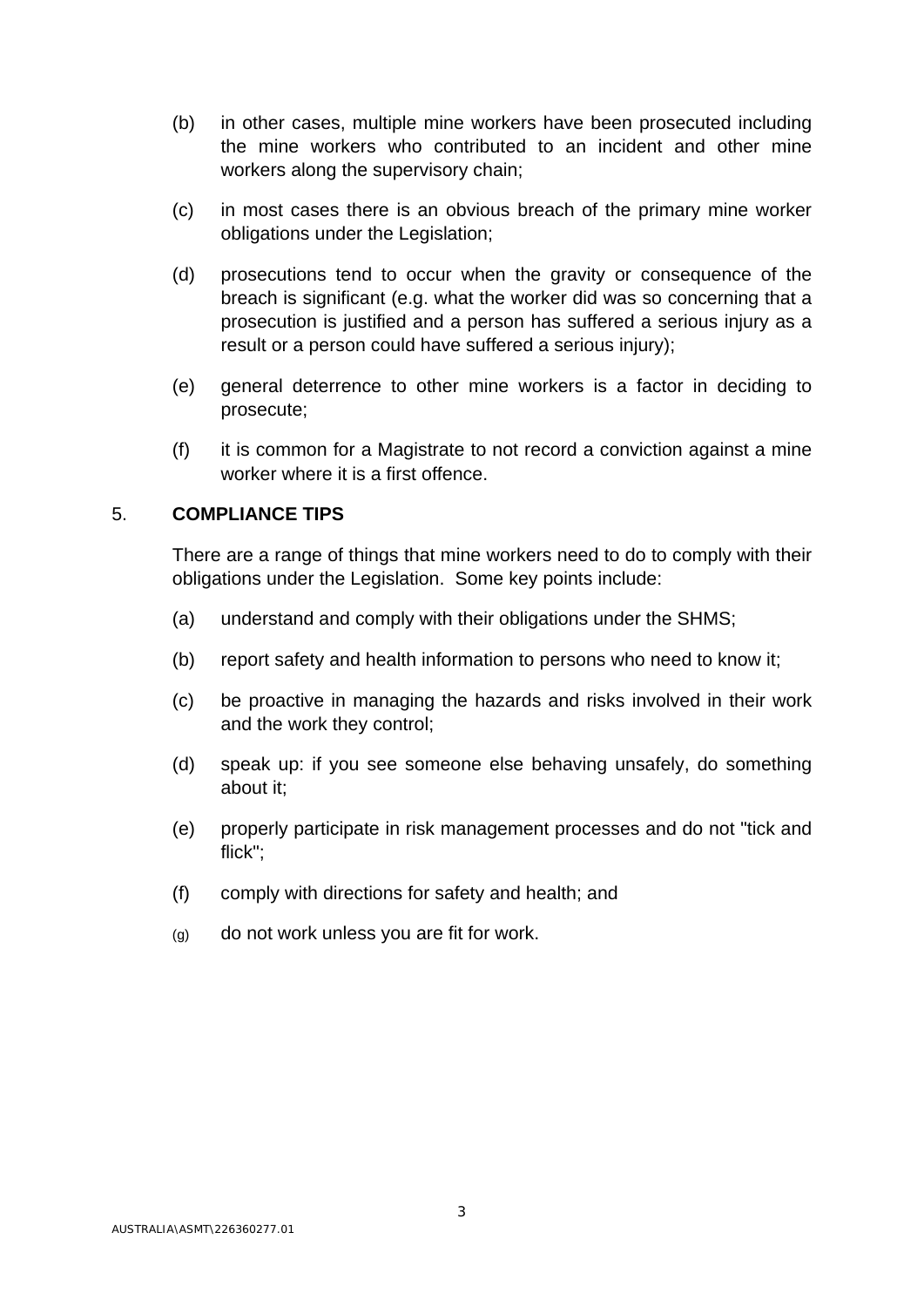(b) in other cases, multiple mine workers have been prosecuted including the mine workers who contributed to an incident and other mine workers along the supervisory chain;

(c) in most cases there is an obvious breach of the primary mine worker obligations under the Legislation;

(d) prosecutions tend to occur when the gravity or consequence of the breach is significant (e.g. what the worker did was so concerning that a prosecution is justified and a person has suffered a serious injury as a result or a person could have suffered a serious injury);

(e) general deterrence to other mine workers is a factor in deciding to prosecute;

(f) it is common for a Magistrate to not record a conviction against a mine worker where it is a first offence.

## 5. COMPLIANCE TIPS

There are a range of things that mine workers need to do to comply with their obligations under the Legislation. Some key points include:

(a) understand and comply with their obligations under the SHMS;

(b) report safety and health information to persons who need to know it;

(c) be proactive in managing the hazards and risks involved in their work and the work they control;

(d) speak up: if you see someone else behaving unsafely, do something about it;

(e) properly participate in risk management processes and do not "tick and flick";

(f) comply with directions for safety and health; and

(g) do not work unless you are fit for work.

AUSTRALIA\ASMT\226360277.01